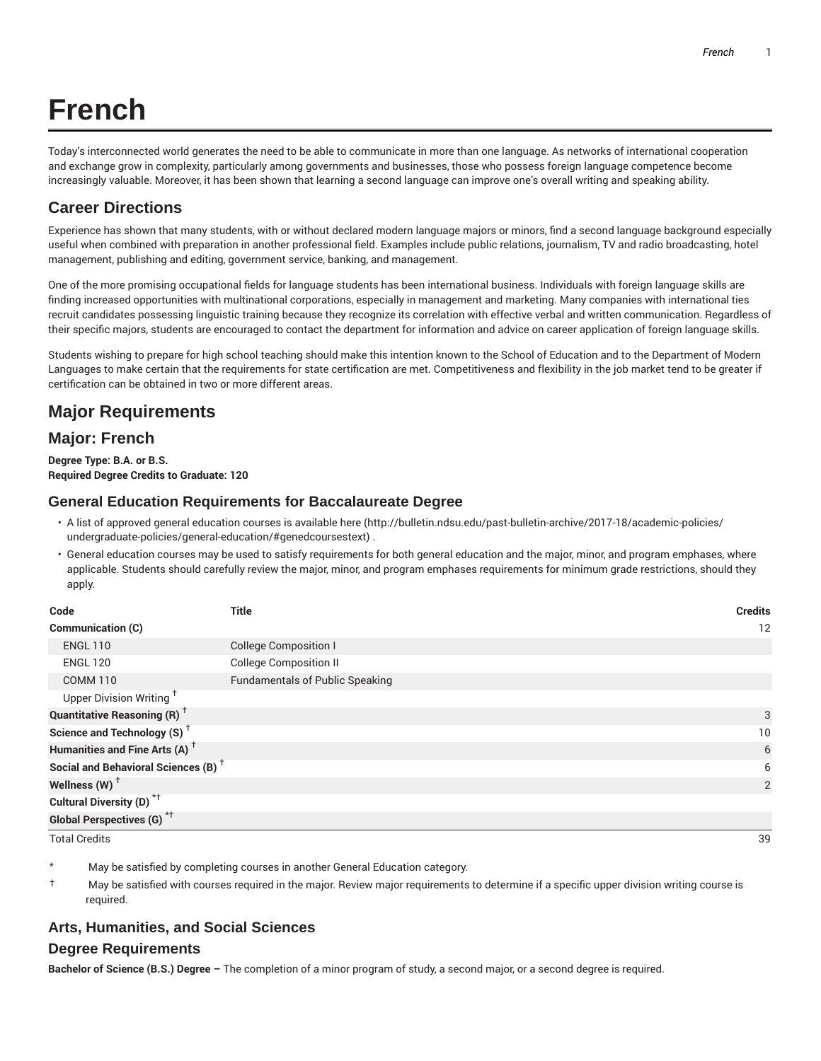# French

Today's interconnected world generates the need to be able to communicate in more than one language. As networks of international cooperation and exchange grow in complexity, particularly among governments and businesses, those who possess foreign language competence become increasingly valuable. Moreover, it has been shown that learning a second language can improve one's overall writing and speaking ability.

## Career Directions

Experience has shown that many students, with or without declared modern language majors or minors, find a second language background especially useful when combined with preparation in another professional field. Examples include public relations, journalism, TV and radio broadcasting, hotel management, publishing and editing, government service, banking, and management.

One of the more promising occupational fields for language students has been international business. Individuals with foreign language skills are finding increased opportunities with multinational corporations, especially in management and marketing. Many companies with international ties recruit candidates possessing linguistic training because they recognize its correlation with effective verbal and written communication. Regardless of their specific majors, students are encouraged to contact the department for information and advice on career application of foreign language skills.

Students wishing to prepare for high school teaching should make this intention known to the School of Education and to the Department of Modern Languages to make certain that the requirements for state certification are met. Competitiveness and flexibility in the job market tend to be greater if certification can be obtained in two or more different areas.

## Major Requirements

## Major: French

**Degree Type: B.A. or B.S.**
**Required Degree Credits to Graduate: 120**

### General Education Requirements for Baccalaureate Degree

- A list of approved general education courses is available here (http://bulletin.ndsu.edu/past-bulletin-archive/2017-18/academic-policies/undergraduate-policies/general-education/#genedcoursestext) .
- General education courses may be used to satisfy requirements for both general education and the major, minor, and program emphases, where applicable. Students should carefully review the major, minor, and program emphases requirements for minimum grade restrictions, should they apply.

| Code | Title | Credits |
|---|---|---|
| **Communication (C)** | | 12 |
| ENGL 110 | College Composition I | |
| ENGL 120 | College Composition II | |
| COMM 110 | Fundamentals of Public Speaking | |
| Upper Division Writing † | | |
| **Quantitative Reasoning (R) †** | | 3 |
| **Science and Technology (S) †** | | 10 |
| **Humanities and Fine Arts (A) †** | | 6 |
| **Social and Behavioral Sciences (B) †** | | 6 |
| **Wellness (W) †** | | 2 |
| **Cultural Diversity (D) *†** | | |
| **Global Perspectives (G) *†** | | |
| Total Credits | | 39 |

\* May be satisfied by completing courses in another General Education category.

† May be satisfied with courses required in the major. Review major requirements to determine if a specific upper division writing course is required.

### Arts, Humanities, and Social Sciences

### Degree Requirements

**Bachelor of Science (B.S.) Degree –** The completion of a minor program of study, a second major, or a second degree is required.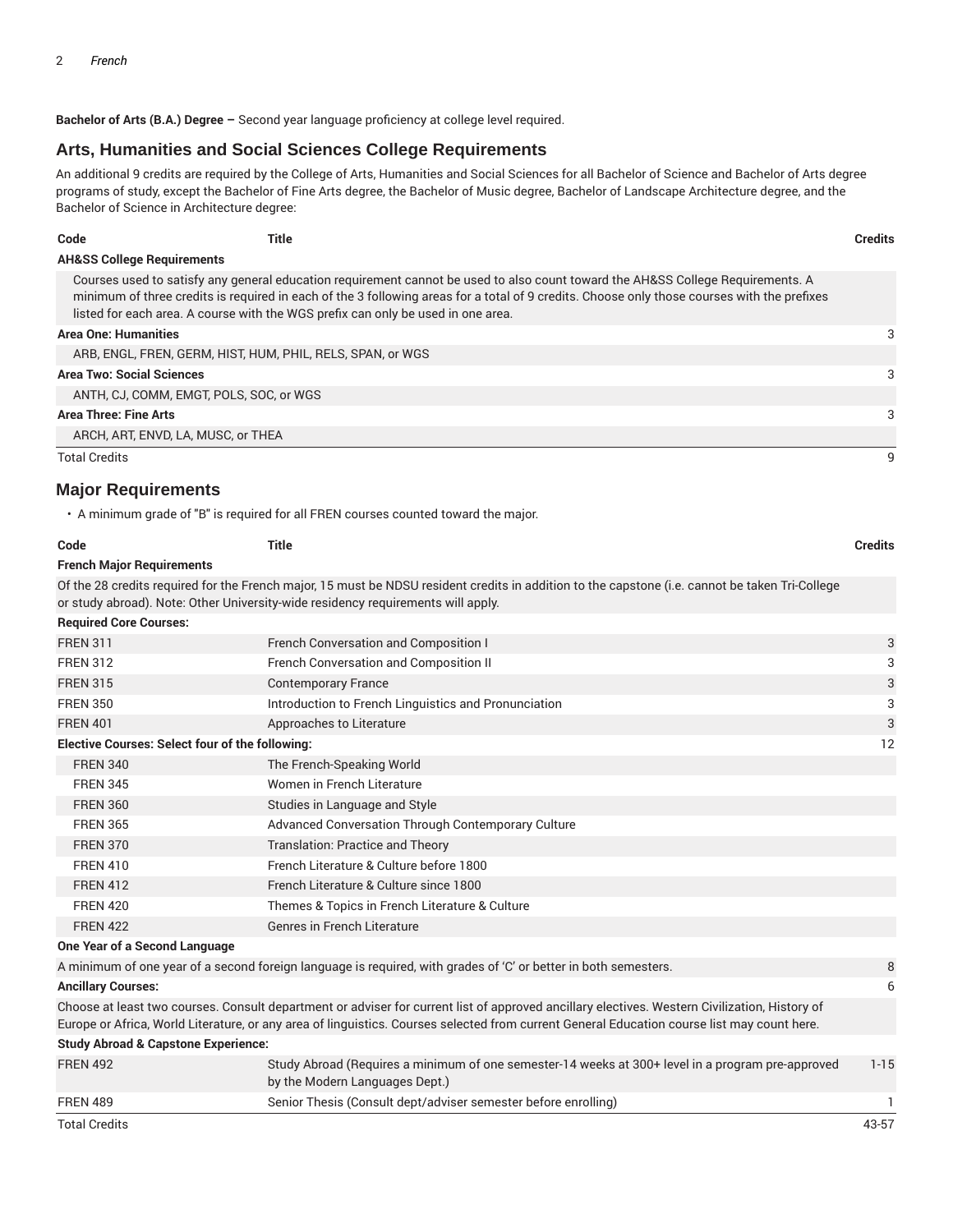**Bachelor of Arts (B.A.) Degree –** Second year language proficiency at college level required.

## Arts, Humanities and Social Sciences College Requirements

An additional 9 credits are required by the College of Arts, Humanities and Social Sciences for all Bachelor of Science and Bachelor of Arts degree programs of study, except the Bachelor of Fine Arts degree, the Bachelor of Music degree, Bachelor of Landscape Architecture degree, and the Bachelor of Science in Architecture degree:

| Code | Title | Credits |
|---|---|---|
| **AH&SS College Requirements** | | |
| Courses used to satisfy any general education requirement cannot be used to also count toward the AH&SS College Requirements. A minimum of three credits is required in each of the 3 following areas for a total of 9 credits. Choose only those courses with the prefixes listed for each area. A course with the WGS prefix can only be used in one area. | | |
| **Area One: Humanities** | | 3 |
| ARB, ENGL, FREN, GERM, HIST, HUM, PHIL, RELS, SPAN, or WGS | | |
| **Area Two: Social Sciences** | | 3 |
| ANTH, CJ, COMM, EMGT, POLS, SOC, or WGS | | |
| **Area Three: Fine Arts** | | 3 |
| ARCH, ART, ENVD, LA, MUSC, or THEA | | |
| Total Credits | | 9 |

## Major Requirements

- A minimum grade of "B" is required for all FREN courses counted toward the major.

| Code | Title | Credits |
|---|---|---|
| **French Major Requirements** | | |
| Of the 28 credits required for the French major, 15 must be NDSU resident credits in addition to the capstone (i.e. cannot be taken Tri-College or study abroad). Note: Other University-wide residency requirements will apply. | | |
| **Required Core Courses:** | | |
| FREN 311 | French Conversation and Composition I | 3 |
| FREN 312 | French Conversation and Composition II | 3 |
| FREN 315 | Contemporary France | 3 |
| FREN 350 | Introduction to French Linguistics and Pronunciation | 3 |
| FREN 401 | Approaches to Literature | 3 |
| **Elective Courses: Select four of the following:** | | 12 |
| FREN 340 | The French-Speaking World | |
| FREN 345 | Women in French Literature | |
| FREN 360 | Studies in Language and Style | |
| FREN 365 | Advanced Conversation Through Contemporary Culture | |
| FREN 370 | Translation: Practice and Theory | |
| FREN 410 | French Literature & Culture before 1800 | |
| FREN 412 | French Literature & Culture since 1800 | |
| FREN 420 | Themes & Topics in French Literature & Culture | |
| FREN 422 | Genres in French Literature | |
| **One Year of a Second Language** | | |
| A minimum of one year of a second foreign language is required, with grades of 'C' or better in both semesters. | | 8 |
| **Ancillary Courses:** | | 6 |
| Choose at least two courses. Consult department or adviser for current list of approved ancillary electives. Western Civilization, History of Europe or Africa, World Literature, or any area of linguistics. Courses selected from current General Education course list may count here. | | |
| **Study Abroad & Capstone Experience:** | | |
| FREN 492 | Study Abroad (Requires a minimum of one semester-14 weeks at 300+ level in a program pre-approved by the Modern Languages Dept.) | 1-15 |
| FREN 489 | Senior Thesis (Consult dept/adviser semester before enrolling) | 1 |
| Total Credits | | 43-57 |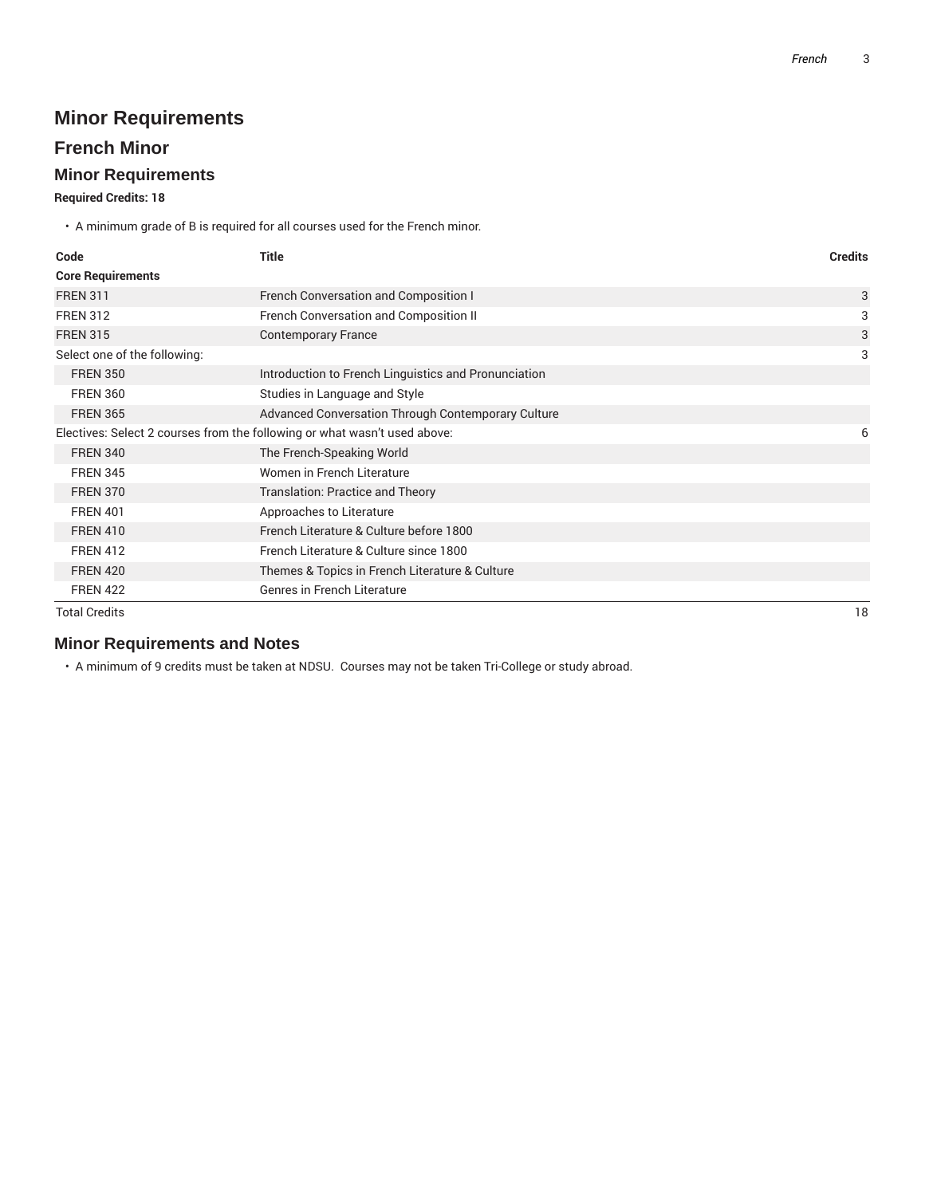# Minor Requirements

## French Minor

### Minor Requirements

**Required Credits: 18**

- A minimum grade of B is required for all courses used for the French minor.

| Code | Title | Credits |
|---|---|---|
| **Core Requirements** | | |
| FREN 311 | French Conversation and Composition I | 3 |
| FREN 312 | French Conversation and Composition II | 3 |
| FREN 315 | Contemporary France | 3 |
| Select one of the following: | | 3 |
| FREN 350 | Introduction to French Linguistics and Pronunciation | |
| FREN 360 | Studies in Language and Style | |
| FREN 365 | Advanced Conversation Through Contemporary Culture | |
| Electives: Select 2 courses from the following or what wasn't used above: | | 6 |
| FREN 340 | The French-Speaking World | |
| FREN 345 | Women in French Literature | |
| FREN 370 | Translation: Practice and Theory | |
| FREN 401 | Approaches to Literature | |
| FREN 410 | French Literature & Culture before 1800 | |
| FREN 412 | French Literature & Culture since 1800 | |
| FREN 420 | Themes & Topics in French Literature & Culture | |
| FREN 422 | Genres in French Literature | |
| Total Credits | | 18 |

### Minor Requirements and Notes

- A minimum of 9 credits must be taken at NDSU. Courses may not be taken Tri-College or study abroad.